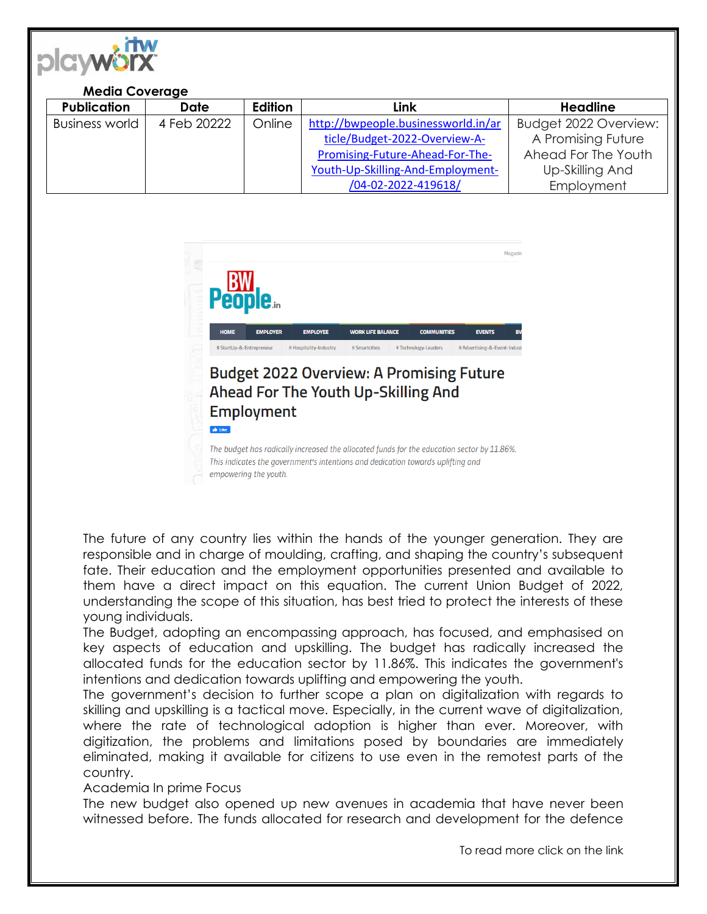**Media Coverage**

| Publication | Date | Edition | Link | Headline |
|---|---|---|---|---|
| Business world | 4 Feb 20222 | Online | http://bwpeople.businessworld.in/article/Budget-2022-Overview-A-Promising-Future-Ahead-For-The-Youth-Up-Skilling-And-Employment-/04-02-2022-419618/ | Budget 2022 Overview: A Promising Future Ahead For The Youth Up-Skilling And Employment |

# Budget 2022 Overview: A Promising Future Ahead For The Youth Up-Skilling And Employment

*The budget has radically increased the allocated funds for the education sector by 11.86%. This indicates the government's intentions and dedication towards uplifting and empowering the youth.*

The future of any country lies within the hands of the younger generation. They are responsible and in charge of moulding, crafting, and shaping the country's subsequent fate. Their education and the employment opportunities presented and available to them have a direct impact on this equation. The current Union Budget of 2022, understanding the scope of this situation, has best tried to protect the interests of these young individuals.

The Budget, adopting an encompassing approach, has focused, and emphasised on key aspects of education and upskilling. The budget has radically increased the allocated funds for the education sector by 11.86%. This indicates the government's intentions and dedication towards uplifting and empowering the youth.

The government's decision to further scope a plan on digitalization with regards to skilling and upskilling is a tactical move. Especially, in the current wave of digitalization, where the rate of technological adoption is higher than ever. Moreover, with digitization, the problems and limitations posed by boundaries are immediately eliminated, making it available for citizens to use even in the remotest parts of the country.

Academia In prime Focus

The new budget also opened up new avenues in academia that have never been witnessed before. The funds allocated for research and development for the defence

To read more click on the link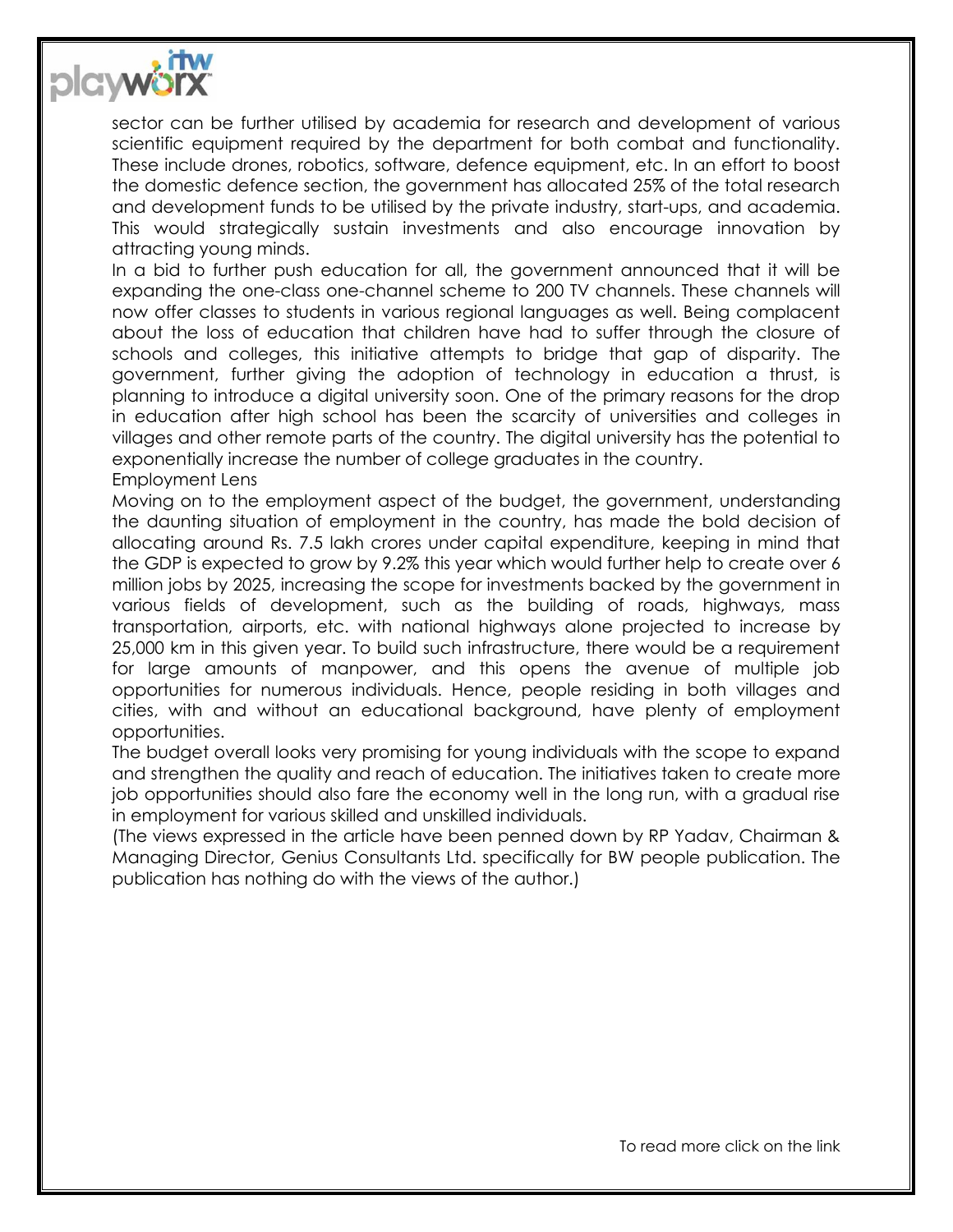sector can be further utilised by academia for research and development of various scientific equipment required by the department for both combat and functionality. These include drones, robotics, software, defence equipment, etc. In an effort to boost the domestic defence section, the government has allocated 25% of the total research and development funds to be utilised by the private industry, start-ups, and academia. This would strategically sustain investments and also encourage innovation by attracting young minds.

In a bid to further push education for all, the government announced that it will be expanding the one-class one-channel scheme to 200 TV channels. These channels will now offer classes to students in various regional languages as well. Being complacent about the loss of education that children have had to suffer through the closure of schools and colleges, this initiative attempts to bridge that gap of disparity. The government, further giving the adoption of technology in education a thrust, is planning to introduce a digital university soon. One of the primary reasons for the drop in education after high school has been the scarcity of universities and colleges in villages and other remote parts of the country. The digital university has the potential to exponentially increase the number of college graduates in the country.

Employment Lens

Moving on to the employment aspect of the budget, the government, understanding the daunting situation of employment in the country, has made the bold decision of allocating around Rs. 7.5 lakh crores under capital expenditure, keeping in mind that the GDP is expected to grow by 9.2% this year which would further help to create over 6 million jobs by 2025, increasing the scope for investments backed by the government in various fields of development, such as the building of roads, highways, mass transportation, airports, etc. with national highways alone projected to increase by 25,000 km in this given year. To build such infrastructure, there would be a requirement for large amounts of manpower, and this opens the avenue of multiple job opportunities for numerous individuals. Hence, people residing in both villages and cities, with and without an educational background, have plenty of employment opportunities.

The budget overall looks very promising for young individuals with the scope to expand and strengthen the quality and reach of education. The initiatives taken to create more job opportunities should also fare the economy well in the long run, with a gradual rise in employment for various skilled and unskilled individuals.

(The views expressed in the article have been penned down by RP Yadav, Chairman & Managing Director, Genius Consultants Ltd. specifically for BW people publication. The publication has nothing do with the views of the author.)

To read more click on the link